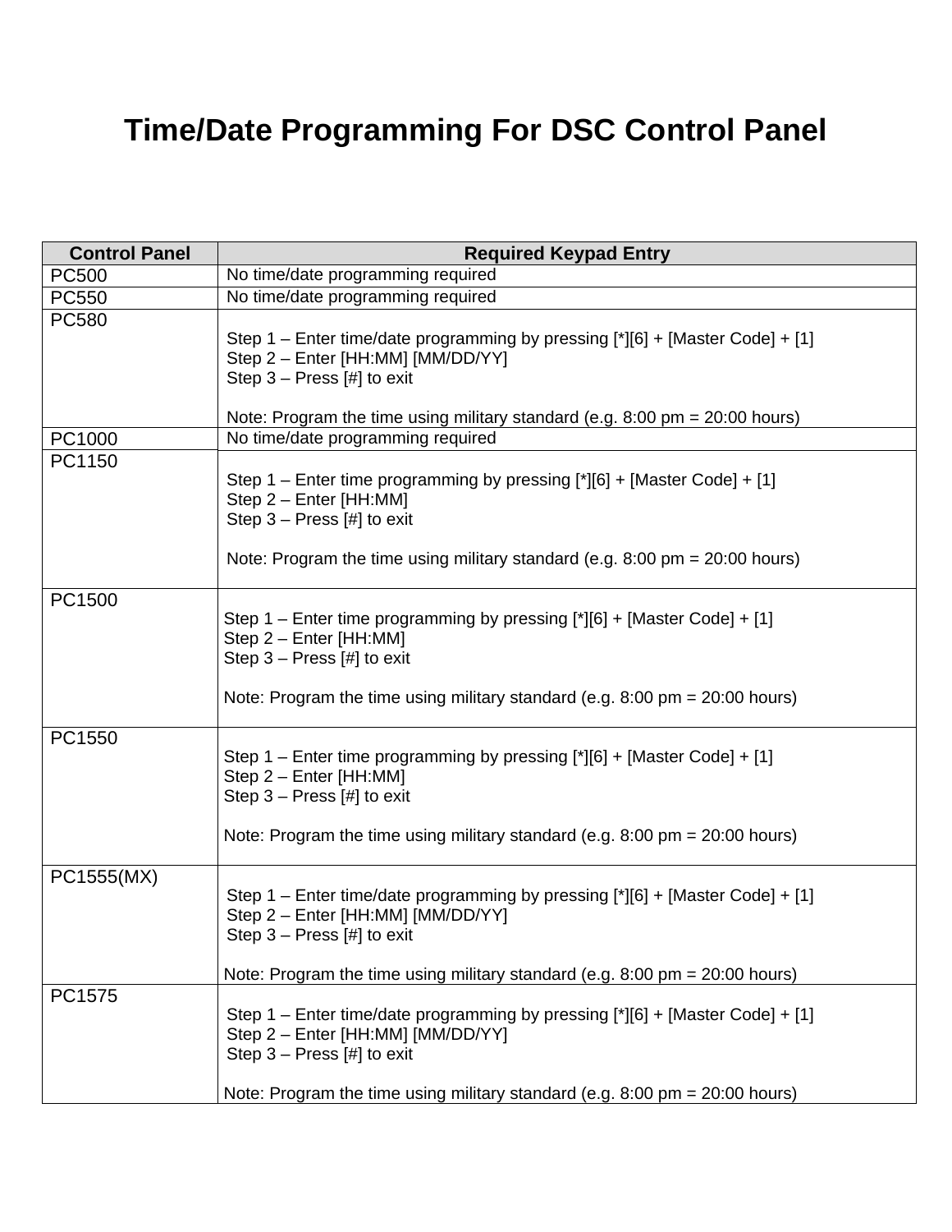# Time/Date Programming For DSC Control Panel

| Control Panel | Required Keypad Entry |
|---|---|
| PC500 | No time/date programming required |
| PC550 | No time/date programming required |
| PC580 | Step 1 – Enter time/date programming by pressing [*][6] + [Master Code] + [1]<br>Step 2 – Enter [HH:MM] [MM/DD/YY]<br>Step 3 – Press [#] to exit<br><br>Note: Program the time using military standard (e.g. 8:00 pm = 20:00 hours) |
| PC1000 | No time/date programming required |
| PC1150 | Step 1 – Enter time programming by pressing [*][6] + [Master Code] + [1]<br>Step 2 – Enter [HH:MM]<br>Step 3 – Press [#] to exit<br><br>Note: Program the time using military standard (e.g. 8:00 pm = 20:00 hours) |
| PC1500 | Step 1 – Enter time programming by pressing [*][6] + [Master Code] + [1]<br>Step 2 – Enter [HH:MM]<br>Step 3 – Press [#] to exit<br><br>Note: Program the time using military standard (e.g. 8:00 pm = 20:00 hours) |
| PC1550 | Step 1 – Enter time programming by pressing [*][6] + [Master Code] + [1]<br>Step 2 – Enter [HH:MM]<br>Step 3 – Press [#] to exit<br><br>Note: Program the time using military standard (e.g. 8:00 pm = 20:00 hours) |
| PC1555(MX) | Step 1 – Enter time/date programming by pressing [*][6] + [Master Code] + [1]<br>Step 2 – Enter [HH:MM] [MM/DD/YY]<br>Step 3 – Press [#] to exit<br><br>Note: Program the time using military standard (e.g. 8:00 pm = 20:00 hours) |
| PC1575 | Step 1 – Enter time/date programming by pressing [*][6] + [Master Code] + [1]<br>Step 2 – Enter [HH:MM] [MM/DD/YY]<br>Step 3 – Press [#] to exit<br><br>Note: Program the time using military standard (e.g. 8:00 pm = 20:00 hours) |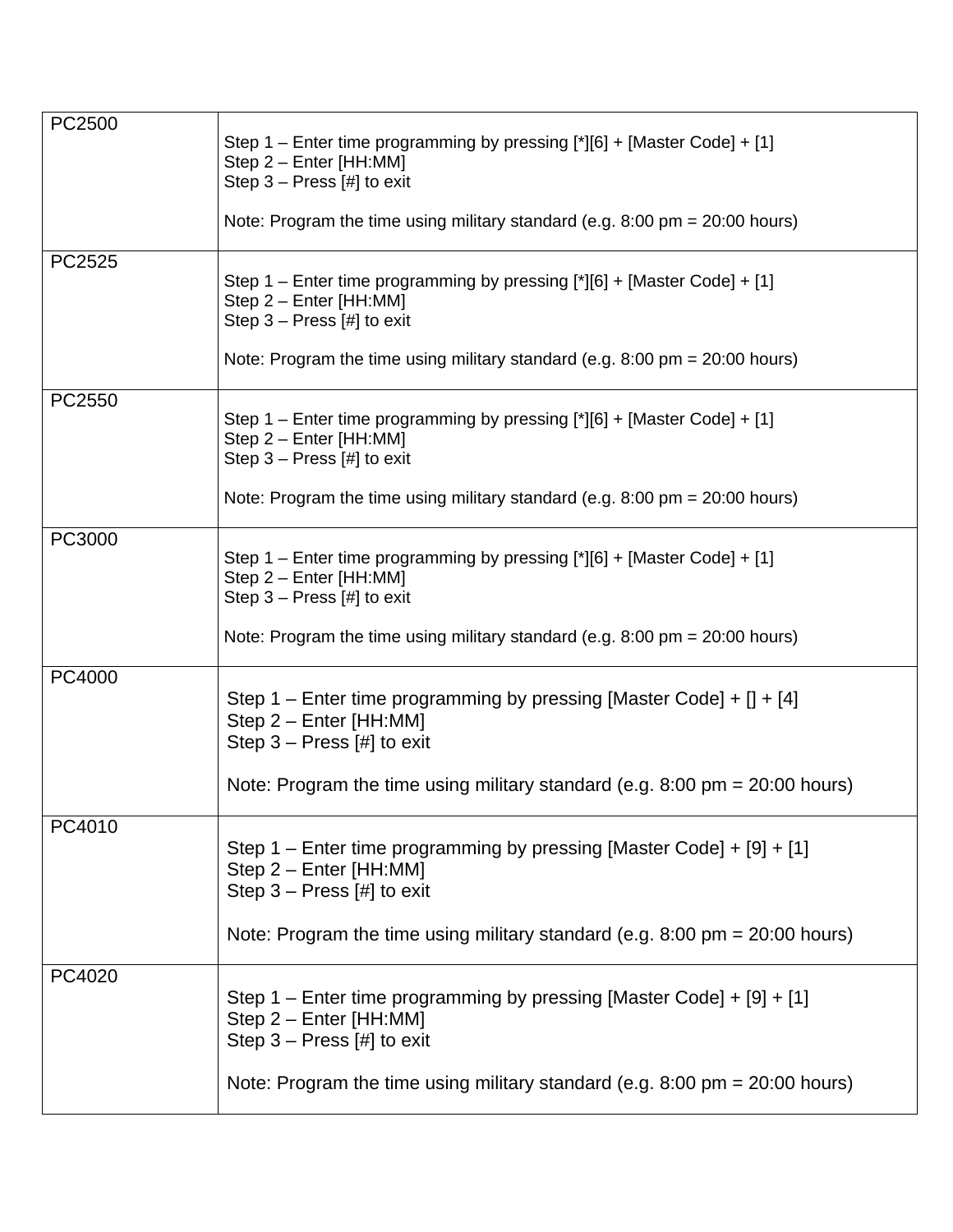| PC2500 | Step 1 – Enter time programming by pressing [*][6] + [Master Code] + [1]<br>Step 2 – Enter [HH:MM]<br>Step 3 – Press [#] to exit<br><br>Note: Program the time using military standard (e.g. 8:00 pm = 20:00 hours) |
|---|---|
| PC2525 | Step 1 – Enter time programming by pressing [*][6] + [Master Code] + [1]<br>Step 2 – Enter [HH:MM]<br>Step 3 – Press [#] to exit<br><br>Note: Program the time using military standard (e.g. 8:00 pm = 20:00 hours) |
| PC2550 | Step 1 – Enter time programming by pressing [*][6] + [Master Code] + [1]<br>Step 2 – Enter [HH:MM]<br>Step 3 – Press [#] to exit<br><br>Note: Program the time using military standard (e.g. 8:00 pm = 20:00 hours) |
| PC3000 | Step 1 – Enter time programming by pressing [*][6] + [Master Code] + [1]<br>Step 2 – Enter [HH:MM]<br>Step 3 – Press [#] to exit<br><br>Note: Program the time using military standard (e.g. 8:00 pm = 20:00 hours) |
| PC4000 | Step 1 – Enter time programming by pressing [Master Code] + [] + [4]<br>Step 2 – Enter [HH:MM]<br>Step 3 – Press [#] to exit<br><br>Note: Program the time using military standard (e.g. 8:00 pm = 20:00 hours) |
| PC4010 | Step 1 – Enter time programming by pressing [Master Code] + [9] + [1]<br>Step 2 – Enter [HH:MM]<br>Step 3 – Press [#] to exit<br><br>Note: Program the time using military standard (e.g. 8:00 pm = 20:00 hours) |
| PC4020 | Step 1 – Enter time programming by pressing [Master Code] + [9] + [1]<br>Step 2 – Enter [HH:MM]<br>Step 3 – Press [#] to exit<br><br>Note: Program the time using military standard (e.g. 8:00 pm = 20:00 hours) |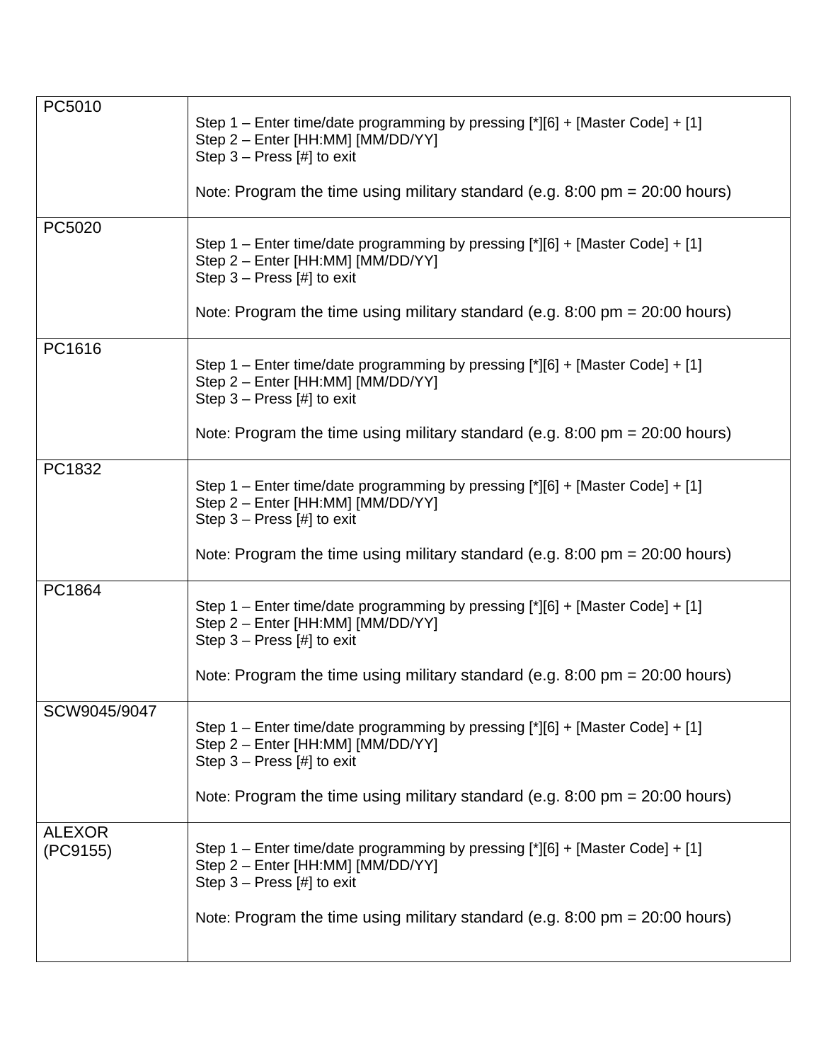| PC5010 | Step 1 – Enter time/date programming by pressing [*][6] + [Master Code] + [1]<br>Step 2 – Enter [HH:MM] [MM/DD/YY]<br>Step 3 – Press [#] to exit<br><br>Note: Program the time using military standard (e.g. 8:00 pm = 20:00 hours) |
|---|---|
| PC5020 | Step 1 – Enter time/date programming by pressing [*][6] + [Master Code] + [1]<br>Step 2 – Enter [HH:MM] [MM/DD/YY]<br>Step 3 – Press [#] to exit<br><br>Note: Program the time using military standard (e.g. 8:00 pm = 20:00 hours) |
| PC1616 | Step 1 – Enter time/date programming by pressing [*][6] + [Master Code] + [1]<br>Step 2 – Enter [HH:MM] [MM/DD/YY]<br>Step 3 – Press [#] to exit<br><br>Note: Program the time using military standard (e.g. 8:00 pm = 20:00 hours) |
| PC1832 | Step 1 – Enter time/date programming by pressing [*][6] + [Master Code] + [1]<br>Step 2 – Enter [HH:MM] [MM/DD/YY]<br>Step 3 – Press [#] to exit<br><br>Note: Program the time using military standard (e.g. 8:00 pm = 20:00 hours) |
| PC1864 | Step 1 – Enter time/date programming by pressing [*][6] + [Master Code] + [1]<br>Step 2 – Enter [HH:MM] [MM/DD/YY]<br>Step 3 – Press [#] to exit<br><br>Note: Program the time using military standard (e.g. 8:00 pm = 20:00 hours) |
| SCW9045/9047 | Step 1 – Enter time/date programming by pressing [*][6] + [Master Code] + [1]<br>Step 2 – Enter [HH:MM] [MM/DD/YY]<br>Step 3 – Press [#] to exit<br><br>Note: Program the time using military standard (e.g. 8:00 pm = 20:00 hours) |
| ALEXOR (PC9155) | Step 1 – Enter time/date programming by pressing [*][6] + [Master Code] + [1]<br>Step 2 – Enter [HH:MM] [MM/DD/YY]<br>Step 3 – Press [#] to exit<br><br>Note: Program the time using military standard (e.g. 8:00 pm = 20:00 hours) |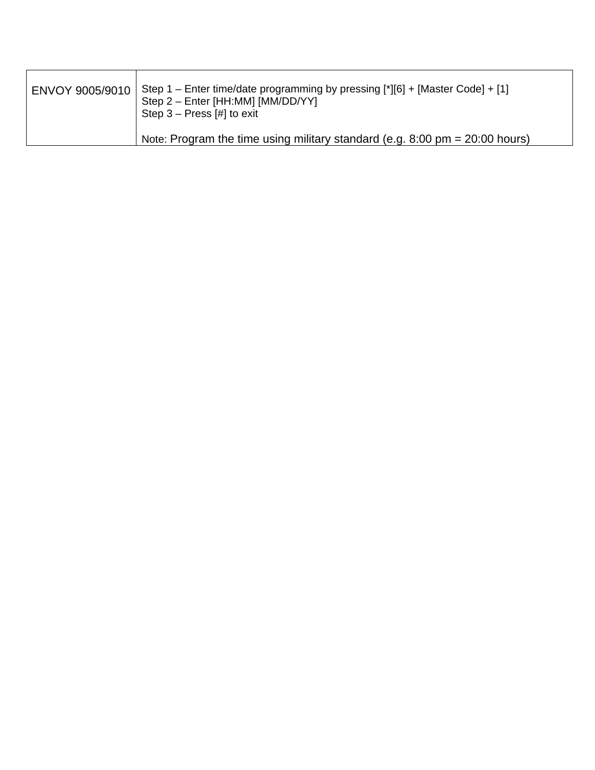| | |
|---|---|
| ENVOY 9005/9010 | Step 1 – Enter time/date programming by pressing [*][6] + [Master Code] + [1]<br>Step 2 – Enter [HH:MM] [MM/DD/YY]<br>Step 3 – Press [#] to exit<br><br>Note: Program the time using military standard (e.g. 8:00 pm = 20:00 hours) |